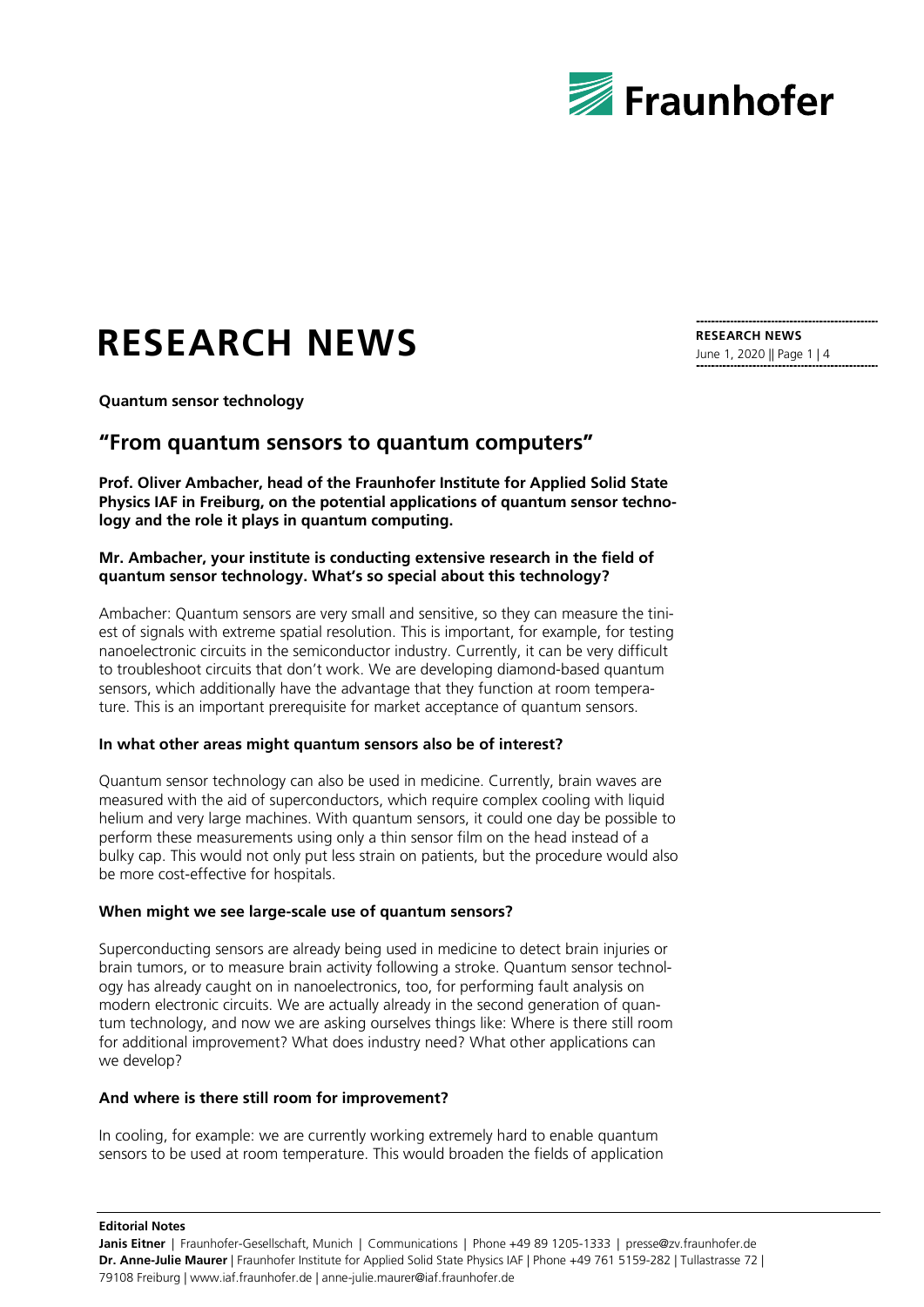# RESEARCH NEWS

**Quantum sensor technology**

## "From quantum sensors to quantum computers"

**Prof. Oliver Ambacher, head of the Fraunhofer Institute for Applied Solid State Physics IAF in Freiburg, on the potential applications of quantum sensor technology and the role it plays in quantum computing.**

### Mr. Ambacher, your institute is conducting extensive research in the field of quantum sensor technology. What's so special about this technology?

Ambacher: Quantum sensors are very small and sensitive, so they can measure the tiniest of signals with extreme spatial resolution. This is important, for example, for testing nanoelectronic circuits in the semiconductor industry. Currently, it can be very difficult to troubleshoot circuits that don't work. We are developing diamond-based quantum sensors, which additionally have the advantage that they function at room temperature. This is an important prerequisite for market acceptance of quantum sensors.

### In what other areas might quantum sensors also be of interest?

Quantum sensor technology can also be used in medicine. Currently, brain waves are measured with the aid of superconductors, which require complex cooling with liquid helium and very large machines. With quantum sensors, it could one day be possible to perform these measurements using only a thin sensor film on the head instead of a bulky cap. This would not only put less strain on patients, but the procedure would also be more cost-effective for hospitals.

### When might we see large-scale use of quantum sensors?

Superconducting sensors are already being used in medicine to detect brain injuries or brain tumors, or to measure brain activity following a stroke. Quantum sensor technology has already caught on in nanoelectronics, too, for performing fault analysis on modern electronic circuits. We are actually already in the second generation of quantum technology, and now we are asking ourselves things like: Where is there still room for additional improvement? What does industry need? What other applications can we develop?

### And where is there still room for improvement?

In cooling, for example: we are currently working extremely hard to enable quantum sensors to be used at room temperature. This would broaden the fields of application

**Editorial Notes**

**Janis Eitner** | Fraunhofer-Gesellschaft, Munich | Communications | Phone +49 89 1205-1333 | presse@zv.fraunhofer.de
**Dr. Anne-Julie Maurer** | Fraunhofer Institute for Applied Solid State Physics IAF | Phone +49 761 5159-282 | Tullastrasse 72 | 79108 Freiburg | www.iaf.fraunhofer.de | anne-julie.maurer@iaf.fraunhofer.de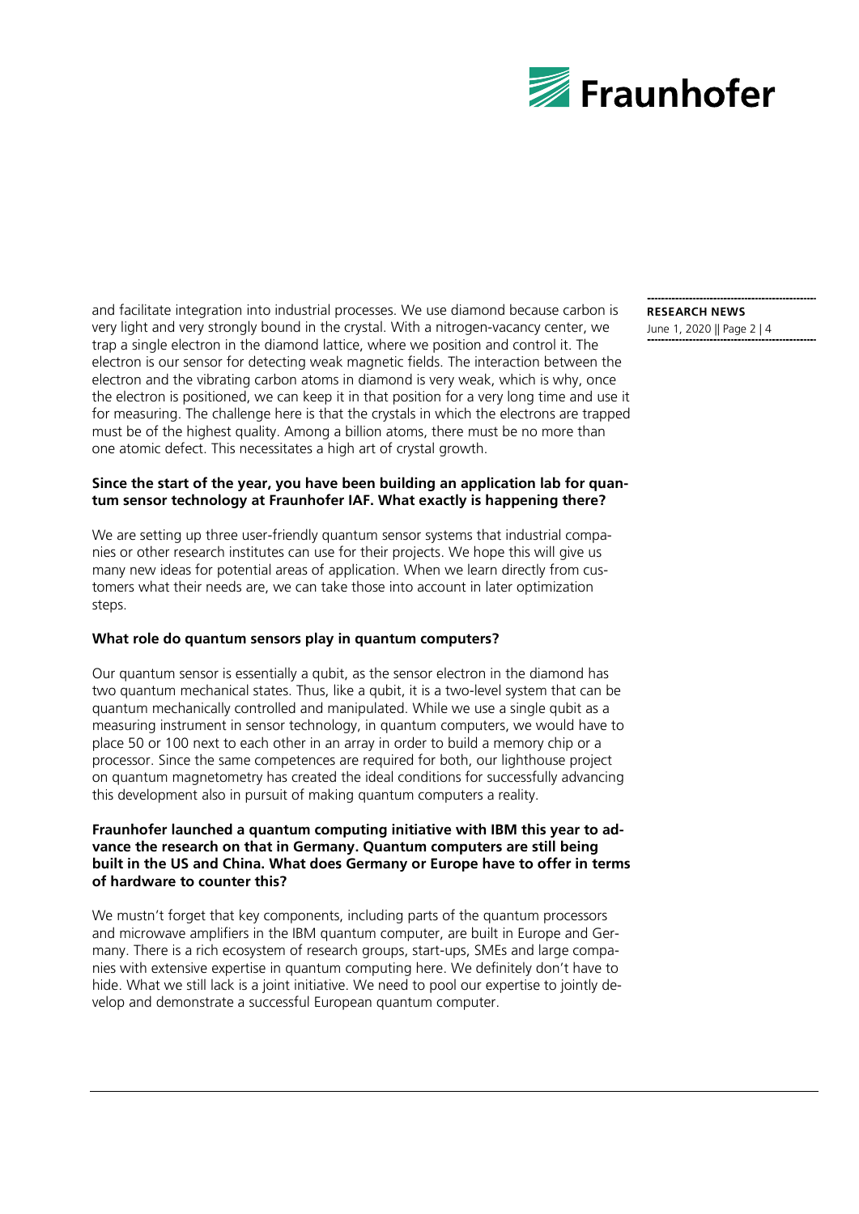and facilitate integration into industrial processes. We use diamond because carbon is very light and very strongly bound in the crystal. With a nitrogen-vacancy center, we trap a single electron in the diamond lattice, where we position and control it. The electron is our sensor for detecting weak magnetic fields. The interaction between the electron and the vibrating carbon atoms in diamond is very weak, which is why, once the electron is positioned, we can keep it in that position for a very long time and use it for measuring. The challenge here is that the crystals in which the electrons are trapped must be of the highest quality. Among a billion atoms, there must be no more than one atomic defect. This necessitates a high art of crystal growth.

**Since the start of the year, you have been building an application lab for quantum sensor technology at Fraunhofer IAF. What exactly is happening there?**

We are setting up three user-friendly quantum sensor systems that industrial companies or other research institutes can use for their projects. We hope this will give us many new ideas for potential areas of application. When we learn directly from customers what their needs are, we can take those into account in later optimization steps.

**What role do quantum sensors play in quantum computers?**

Our quantum sensor is essentially a qubit, as the sensor electron in the diamond has two quantum mechanical states. Thus, like a qubit, it is a two-level system that can be quantum mechanically controlled and manipulated. While we use a single qubit as a measuring instrument in sensor technology, in quantum computers, we would have to place 50 or 100 next to each other in an array in order to build a memory chip or a processor. Since the same competences are required for both, our lighthouse project on quantum magnetometry has created the ideal conditions for successfully advancing this development also in pursuit of making quantum computers a reality.

**Fraunhofer launched a quantum computing initiative with IBM this year to advance the research on that in Germany. Quantum computers are still being built in the US and China. What does Germany or Europe have to offer in terms of hardware to counter this?**

We mustn't forget that key components, including parts of the quantum processors and microwave amplifiers in the IBM quantum computer, are built in Europe and Germany. There is a rich ecosystem of research groups, start-ups, SMEs and large companies with extensive expertise in quantum computing here. We definitely don't have to hide. What we still lack is a joint initiative. We need to pool our expertise to jointly develop and demonstrate a successful European quantum computer.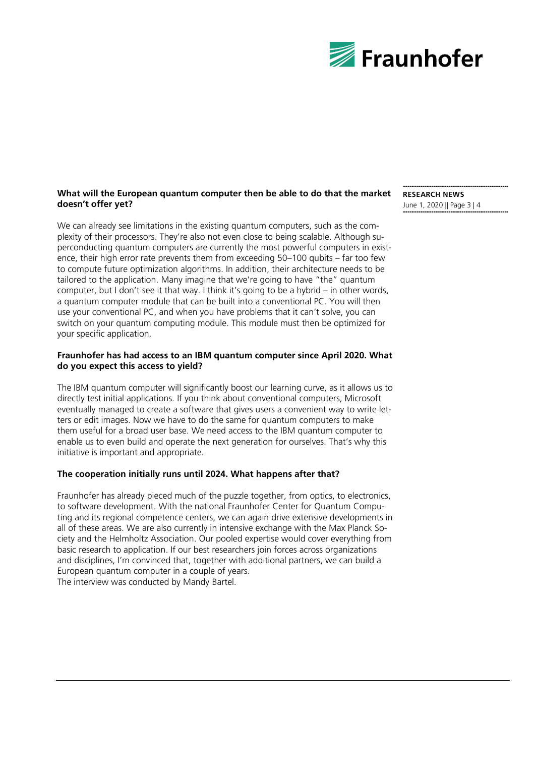**What will the European quantum computer then be able to do that the market doesn't offer yet?**

We can already see limitations in the existing quantum computers, such as the complexity of their processors. They're also not even close to being scalable. Although superconducting quantum computers are currently the most powerful computers in existence, their high error rate prevents them from exceeding 50–100 qubits – far too few to compute future optimization algorithms. In addition, their architecture needs to be tailored to the application. Many imagine that we're going to have "the" quantum computer, but I don't see it that way. I think it's going to be a hybrid – in other words, a quantum computer module that can be built into a conventional PC. You will then use your conventional PC, and when you have problems that it can't solve, you can switch on your quantum computing module. This module must then be optimized for your specific application.

**Fraunhofer has had access to an IBM quantum computer since April 2020. What do you expect this access to yield?**

The IBM quantum computer will significantly boost our learning curve, as it allows us to directly test initial applications. If you think about conventional computers, Microsoft eventually managed to create a software that gives users a convenient way to write letters or edit images. Now we have to do the same for quantum computers to make them useful for a broad user base. We need access to the IBM quantum computer to enable us to even build and operate the next generation for ourselves. That's why this initiative is important and appropriate.

**The cooperation initially runs until 2024. What happens after that?**

Fraunhofer has already pieced much of the puzzle together, from optics, to electronics, to software development. With the national Fraunhofer Center for Quantum Computing and its regional competence centers, we can again drive extensive developments in all of these areas. We are also currently in intensive exchange with the Max Planck Society and the Helmholtz Association. Our pooled expertise would cover everything from basic research to application. If our best researchers join forces across organizations and disciplines, I'm convinced that, together with additional partners, we can build a European quantum computer in a couple of years.
The interview was conducted by Mandy Bartel.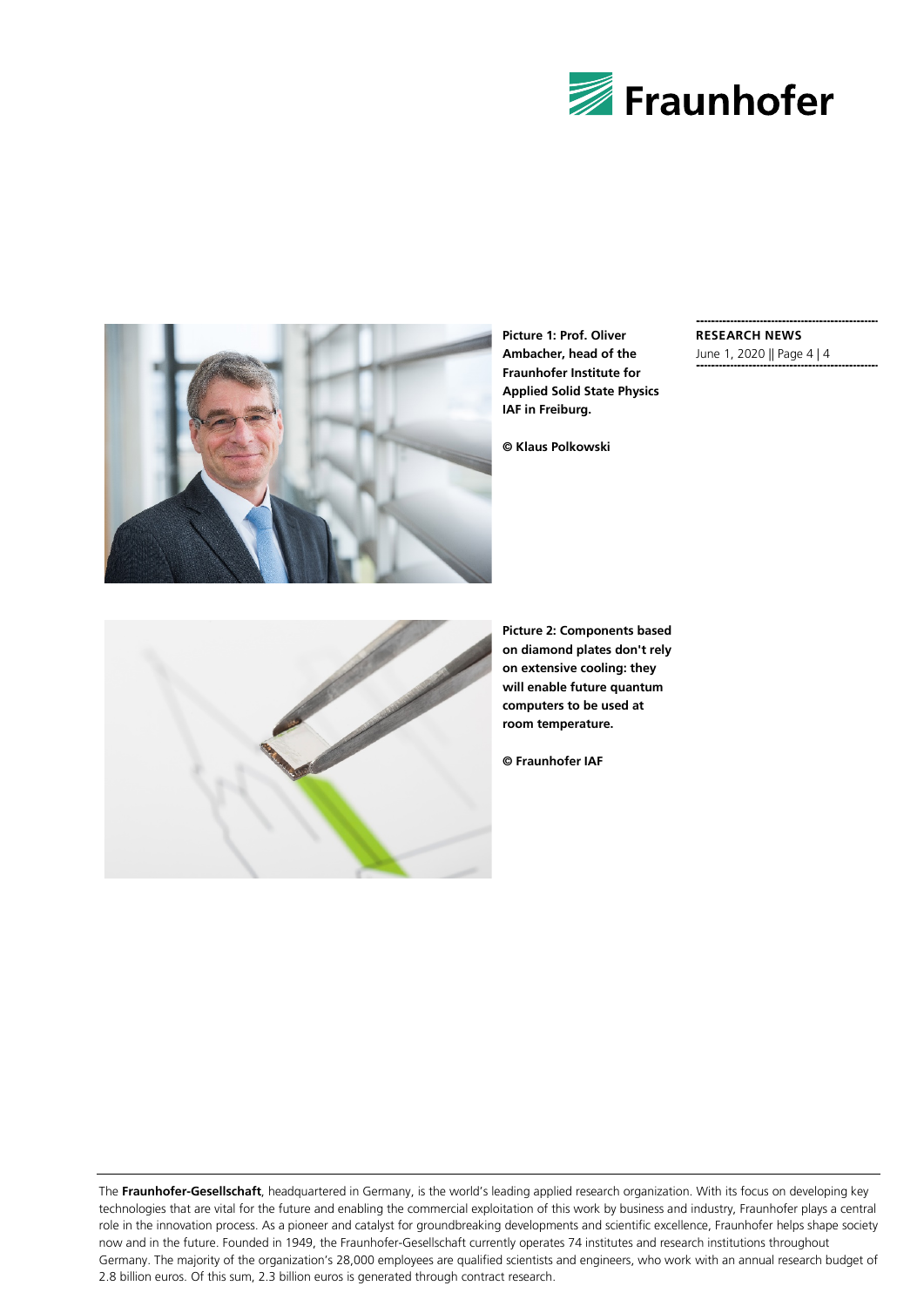**Picture 1: Prof. Oliver Ambacher, head of the Fraunhofer Institute for Applied Solid State Physics IAF in Freiburg.**

**© Klaus Polkowski**

**Picture 2: Components based on diamond plates don't rely on extensive cooling: they will enable future quantum computers to be used at room temperature.**

**© Fraunhofer IAF**

The **Fraunhofer-Gesellschaft**, headquartered in Germany, is the world's leading applied research organization. With its focus on developing key technologies that are vital for the future and enabling the commercial exploitation of this work by business and industry, Fraunhofer plays a central role in the innovation process. As a pioneer and catalyst for groundbreaking developments and scientific excellence, Fraunhofer helps shape society now and in the future. Founded in 1949, the Fraunhofer-Gesellschaft currently operates 74 institutes and research institutions throughout Germany. The majority of the organization's 28,000 employees are qualified scientists and engineers, who work with an annual research budget of 2.8 billion euros. Of this sum, 2.3 billion euros is generated through contract research.